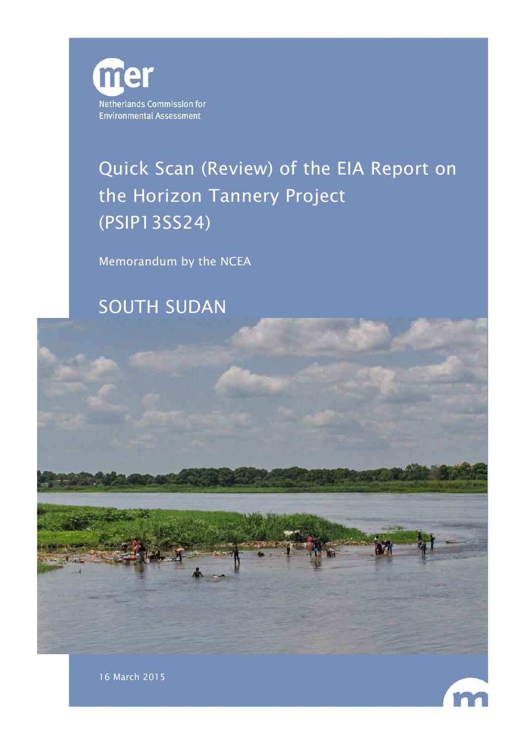mer

Netherlands Commission for Environmental Assessment

# Quick Scan (Review) of the EIA Report on the Horizon Tannery Project (PSIP13SS24)

Memorandum by the NCEA

## SOUTH SUDAN

16 March 2015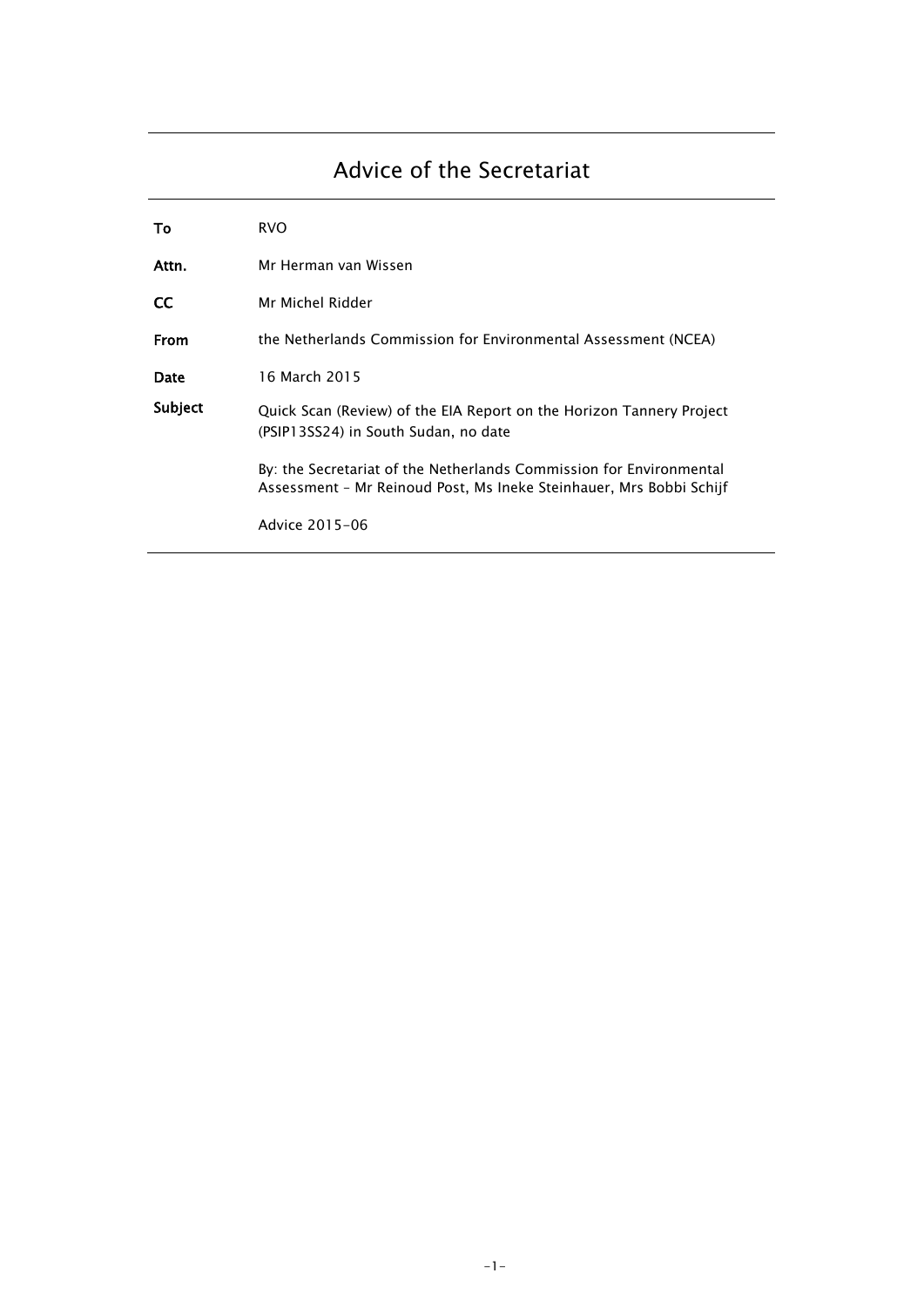# Advice of the Secretariat

| | |
|---|---|
| **To** | RVO |
| **Attn.** | Mr Herman van Wissen |
| **CC** | Mr Michel Ridder |
| **From** | the Netherlands Commission for Environmental Assessment (NCEA) |
| **Date** | 16 March 2015 |
| **Subject** | Quick Scan (Review) of the EIA Report on the Horizon Tannery Project (PSIP13SS24) in South Sudan, no date |
| | By: the Secretariat of the Netherlands Commission for Environmental Assessment – Mr Reinoud Post, Ms Ineke Steinhauer, Mrs Bobbi Schijf |
| | Advice 2015-06 |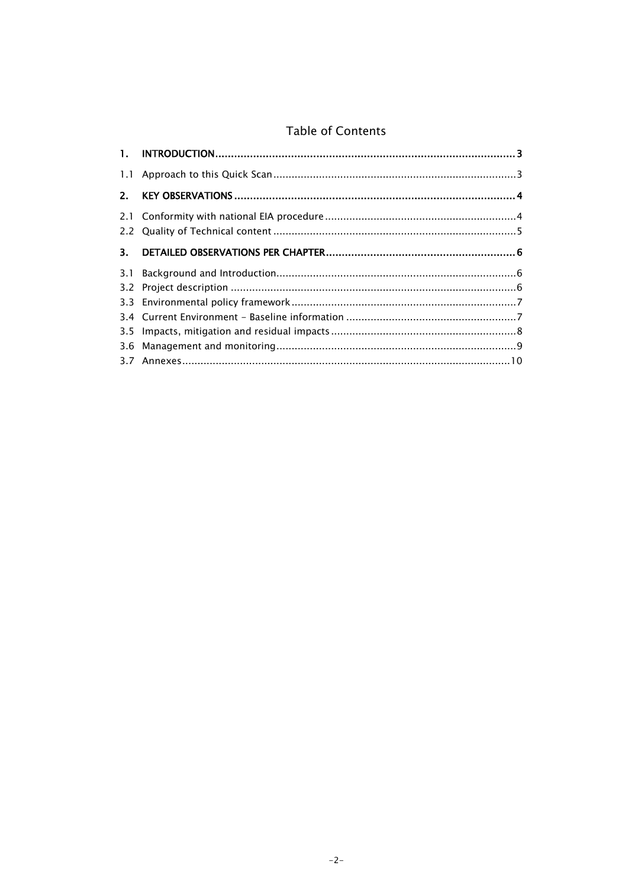# Table of Contents

**1. INTRODUCTION** .......... 3

1.1 Approach to this Quick Scan .......... 3

**2. KEY OBSERVATIONS** .......... 4

2.1 Conformity with national EIA procedure .......... 4
2.2 Quality of Technical content .......... 5

**3. DETAILED OBSERVATIONS PER CHAPTER** .......... 6

3.1 Background and Introduction .......... 6
3.2 Project description .......... 6
3.3 Environmental policy framework .......... 7
3.4 Current Environment - Baseline information .......... 7
3.5 Impacts, mitigation and residual impacts .......... 8
3.6 Management and monitoring .......... 9
3.7 Annexes .......... 10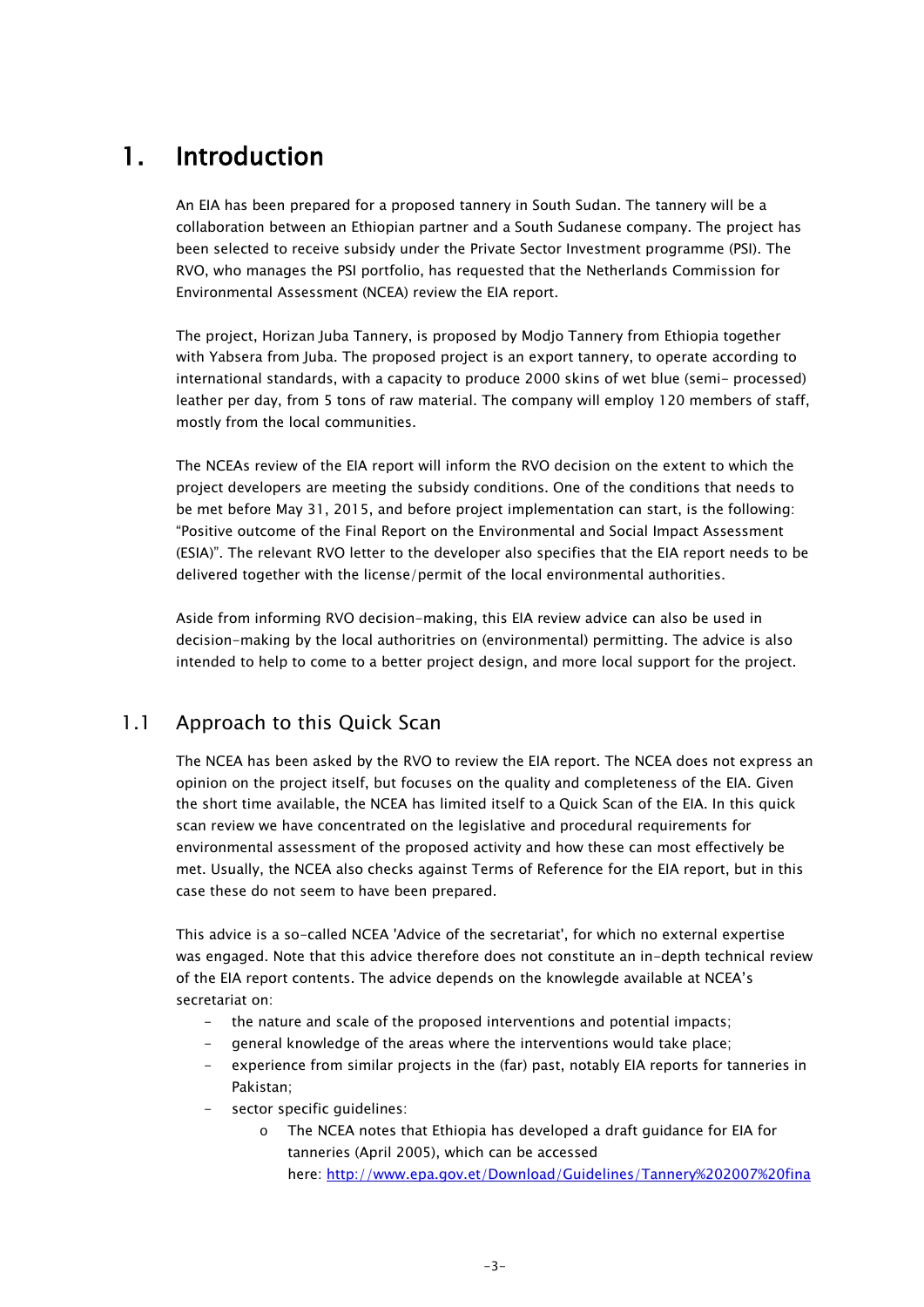# 1. Introduction

An EIA has been prepared for a proposed tannery in South Sudan. The tannery will be a collaboration between an Ethiopian partner and a South Sudanese company. The project has been selected to receive subsidy under the Private Sector Investment programme (PSI). The RVO, who manages the PSI portfolio, has requested that the Netherlands Commission for Environmental Assessment (NCEA) review the EIA report.

The project, Horizan Juba Tannery, is proposed by Modjo Tannery from Ethiopia together with Yabsera from Juba. The proposed project is an export tannery, to operate according to international standards, with a capacity to produce 2000 skins of wet blue (semi- processed) leather per day, from 5 tons of raw material. The company will employ 120 members of staff, mostly from the local communities.

The NCEAs review of the EIA report will inform the RVO decision on the extent to which the project developers are meeting the subsidy conditions. One of the conditions that needs to be met before May 31, 2015, and before project implementation can start, is the following: "Positive outcome of the Final Report on the Environmental and Social Impact Assessment (ESIA)". The relevant RVO letter to the developer also specifies that the EIA report needs to be delivered together with the license/permit of the local environmental authorities.

Aside from informing RVO decision-making, this EIA review advice can also be used in decision-making by the local authoritries on (environmental) permitting. The advice is also intended to help to come to a better project design, and more local support for the project.

## 1.1 Approach to this Quick Scan

The NCEA has been asked by the RVO to review the EIA report. The NCEA does not express an opinion on the project itself, but focuses on the quality and completeness of the EIA. Given the short time available, the NCEA has limited itself to a Quick Scan of the EIA. In this quick scan review we have concentrated on the legislative and procedural requirements for environmental assessment of the proposed activity and how these can most effectively be met. Usually, the NCEA also checks against Terms of Reference for the EIA report, but in this case these do not seem to have been prepared.

This advice is a so-called NCEA 'Advice of the secretariat', for which no external expertise was engaged. Note that this advice therefore does not constitute an in-depth technical review of the EIA report contents. The advice depends on the knowlegde available at NCEA's secretariat on:

- the nature and scale of the proposed interventions and potential impacts;
- general knowledge of the areas where the interventions would take place;
- experience from similar projects in the (far) past, notably EIA reports for tanneries in Pakistan;
- sector specific guidelines:
  - The NCEA notes that Ethiopia has developed a draft guidance for EIA for tanneries (April 2005), which can be accessed here: http://www.epa.gov.et/Download/Guidelines/Tannery%202007%20fina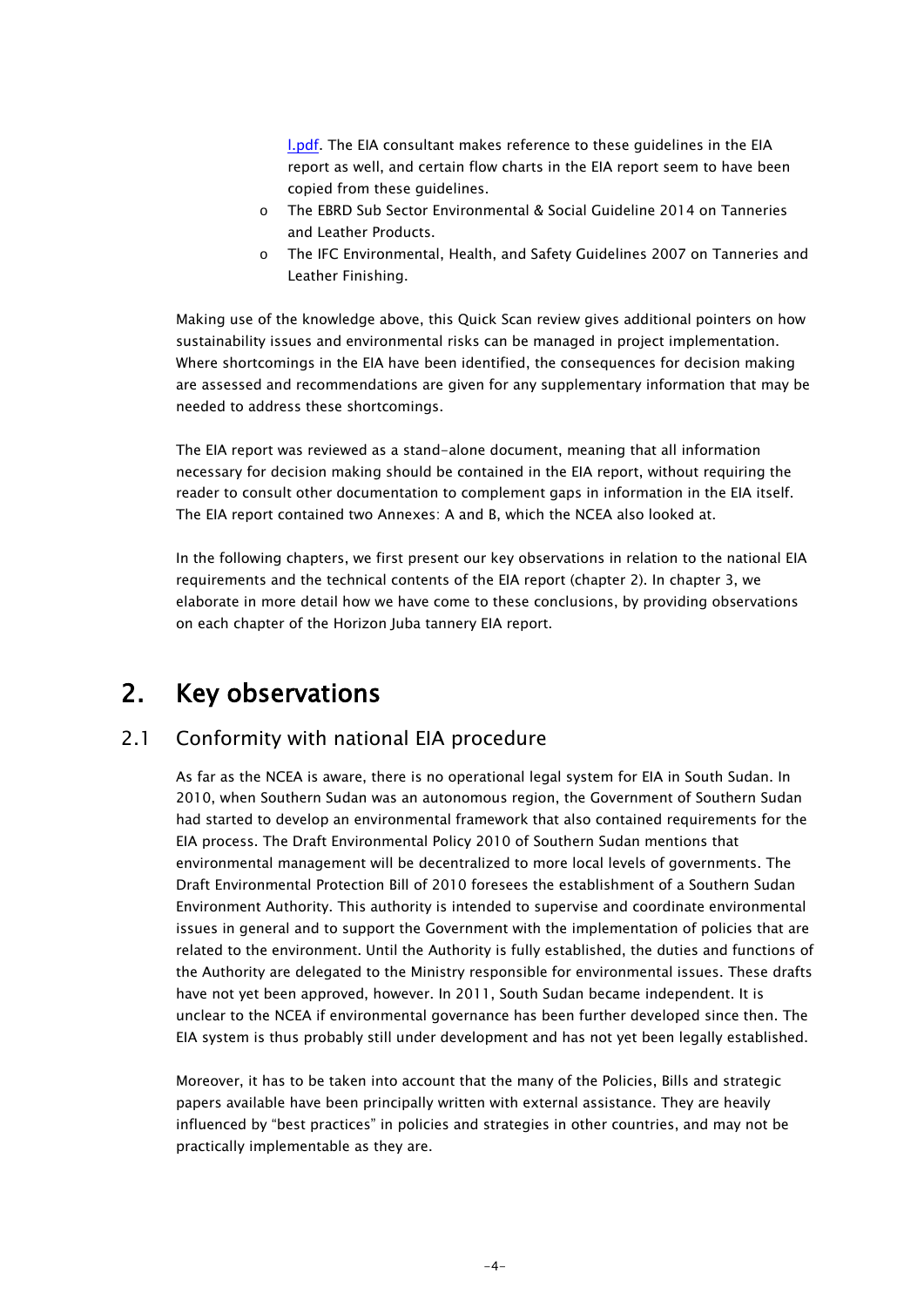l.pdf. The EIA consultant makes reference to these guidelines in the EIA report as well, and certain flow charts in the EIA report seem to have been copied from these guidelines.

- The EBRD Sub Sector Environmental & Social Guideline 2014 on Tanneries and Leather Products.
- The IFC Environmental, Health, and Safety Guidelines 2007 on Tanneries and Leather Finishing.

Making use of the knowledge above, this Quick Scan review gives additional pointers on how sustainability issues and environmental risks can be managed in project implementation. Where shortcomings in the EIA have been identified, the consequences for decision making are assessed and recommendations are given for any supplementary information that may be needed to address these shortcomings.

The EIA report was reviewed as a stand-alone document, meaning that all information necessary for decision making should be contained in the EIA report, without requiring the reader to consult other documentation to complement gaps in information in the EIA itself. The EIA report contained two Annexes: A and B, which the NCEA also looked at.

In the following chapters, we first present our key observations in relation to the national EIA requirements and the technical contents of the EIA report (chapter 2). In chapter 3, we elaborate in more detail how we have come to these conclusions, by providing observations on each chapter of the Horizon Juba tannery EIA report.

# 2. Key observations

## 2.1 Conformity with national EIA procedure

As far as the NCEA is aware, there is no operational legal system for EIA in South Sudan. In 2010, when Southern Sudan was an autonomous region, the Government of Southern Sudan had started to develop an environmental framework that also contained requirements for the EIA process. The Draft Environmental Policy 2010 of Southern Sudan mentions that environmental management will be decentralized to more local levels of governments. The Draft Environmental Protection Bill of 2010 foresees the establishment of a Southern Sudan Environment Authority. This authority is intended to supervise and coordinate environmental issues in general and to support the Government with the implementation of policies that are related to the environment. Until the Authority is fully established, the duties and functions of the Authority are delegated to the Ministry responsible for environmental issues. These drafts have not yet been approved, however. In 2011, South Sudan became independent. It is unclear to the NCEA if environmental governance has been further developed since then. The EIA system is thus probably still under development and has not yet been legally established.

Moreover, it has to be taken into account that the many of the Policies, Bills and strategic papers available have been principally written with external assistance. They are heavily influenced by "best practices" in policies and strategies in other countries, and may not be practically implementable as they are.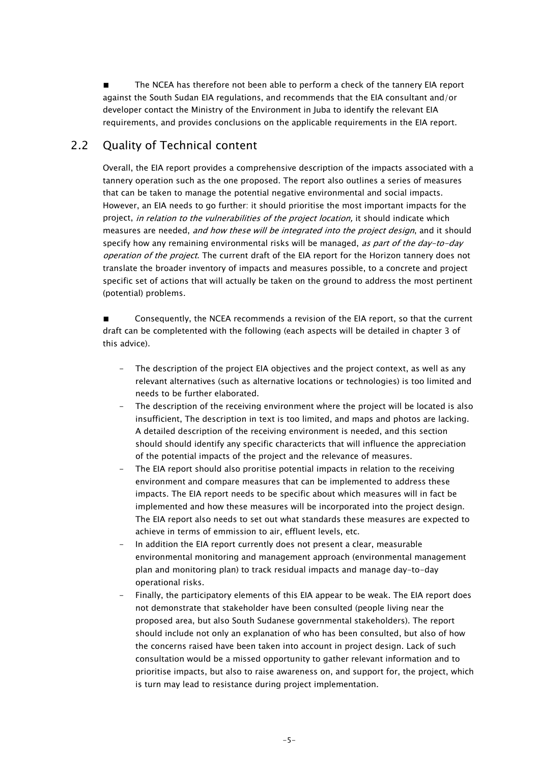■ The NCEA has therefore not been able to perform a check of the tannery EIA report against the South Sudan EIA regulations, and recommends that the EIA consultant and/or developer contact the Ministry of the Environment in Juba to identify the relevant EIA requirements, and provides conclusions on the applicable requirements in the EIA report.

## 2.2 Quality of Technical content

Overall, the EIA report provides a comprehensive description of the impacts associated with a tannery operation such as the one proposed. The report also outlines a series of measures that can be taken to manage the potential negative environmental and social impacts. However, an EIA needs to go further: it should prioritise the most important impacts for the project, *in relation to the vulnerabilities of the project location,* it should indicate which measures are needed, *and how these will be integrated into the project design*, and it should specify how any remaining environmental risks will be managed, *as part of the day-to-day operation of the project*. The current draft of the EIA report for the Horizon tannery does not translate the broader inventory of impacts and measures possible, to a concrete and project specific set of actions that will actually be taken on the ground to address the most pertinent (potential) problems.

■ Consequently, the NCEA recommends a revision of the EIA report, so that the current draft can be completented with the following (each aspects will be detailed in chapter 3 of this advice).

- The description of the project EIA objectives and the project context, as well as any relevant alternatives (such as alternative locations or technologies) is too limited and needs to be further elaborated.
- The description of the receiving environment where the project will be located is also insufficient, The description in text is too limited, and maps and photos are lacking. A detailed description of the receiving environment is needed, and this section should should identify any specific charactericts that will influence the appreciation of the potential impacts of the project and the relevance of measures.
- The EIA report should also proritise potential impacts in relation to the receiving environment and compare measures that can be implemented to address these impacts. The EIA report needs to be specific about which measures will in fact be implemented and how these measures will be incorporated into the project design. The EIA report also needs to set out what standards these measures are expected to achieve in terms of emmission to air, effluent levels, etc.
- In addition the EIA report currently does not present a clear, measurable environmental monitoring and management approach (environmental management plan and monitoring plan) to track residual impacts and manage day-to-day operational risks.
- Finally, the participatory elements of this EIA appear to be weak. The EIA report does not demonstrate that stakeholder have been consulted (people living near the proposed area, but also South Sudanese governmental stakeholders). The report should include not only an explanation of who has been consulted, but also of how the concerns raised have been taken into account in project design. Lack of such consultation would be a missed opportunity to gather relevant information and to prioritise impacts, but also to raise awareness on, and support for, the project, which is turn may lead to resistance during project implementation.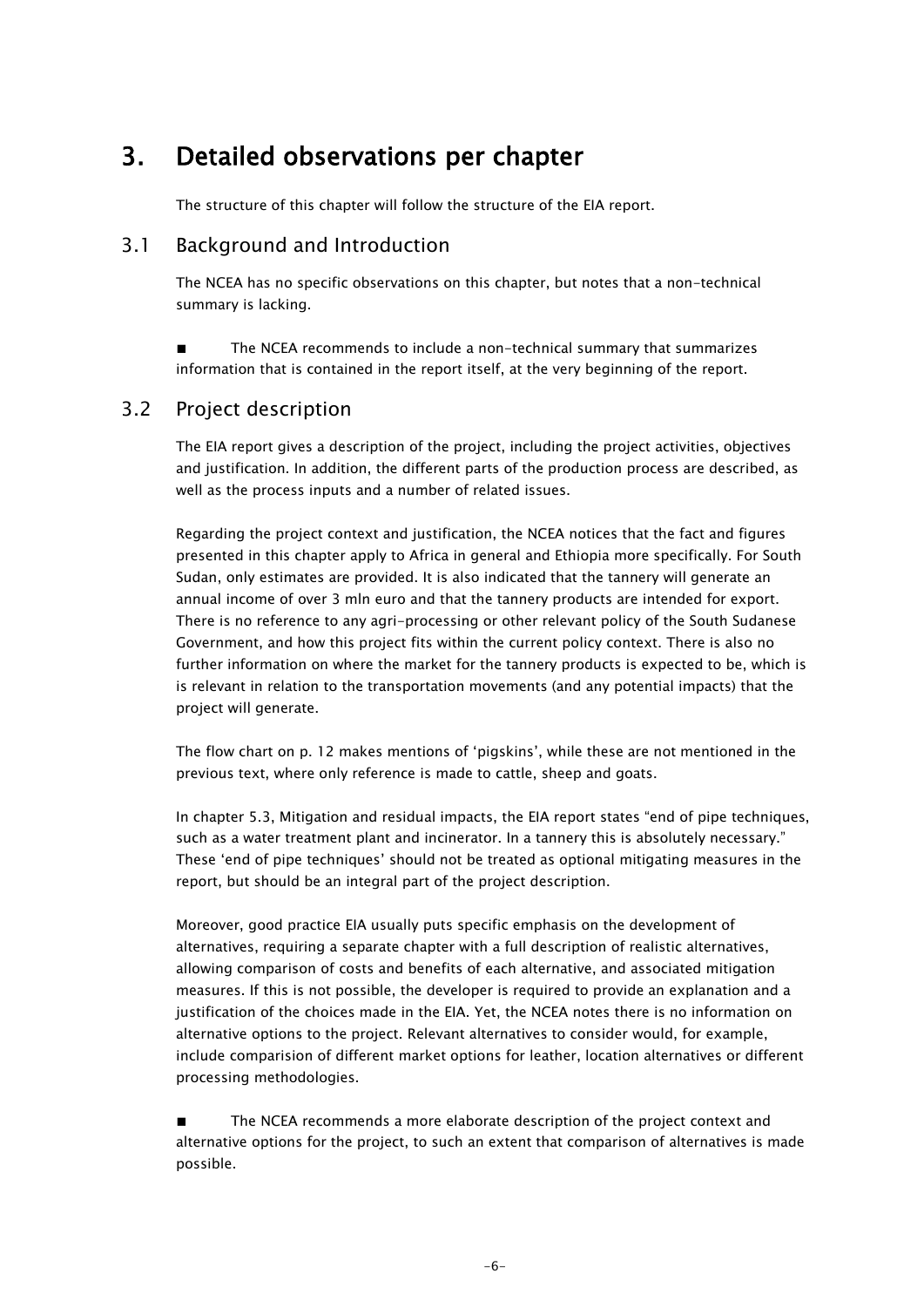# 3. Detailed observations per chapter

The structure of this chapter will follow the structure of the EIA report.

## 3.1 Background and Introduction

The NCEA has no specific observations on this chapter, but notes that a non-technical summary is lacking.

■ The NCEA recommends to include a non-technical summary that summarizes information that is contained in the report itself, at the very beginning of the report.

## 3.2 Project description

The EIA report gives a description of the project, including the project activities, objectives and justification. In addition, the different parts of the production process are described, as well as the process inputs and a number of related issues.

Regarding the project context and justification, the NCEA notices that the fact and figures presented in this chapter apply to Africa in general and Ethiopia more specifically. For South Sudan, only estimates are provided. It is also indicated that the tannery will generate an annual income of over 3 mln euro and that the tannery products are intended for export. There is no reference to any agri-processing or other relevant policy of the South Sudanese Government, and how this project fits within the current policy context. There is also no further information on where the market for the tannery products is expected to be, which is is relevant in relation to the transportation movements (and any potential impacts) that the project will generate.

The flow chart on p. 12 makes mentions of 'pigskins', while these are not mentioned in the previous text, where only reference is made to cattle, sheep and goats.

In chapter 5.3, Mitigation and residual impacts, the EIA report states "end of pipe techniques, such as a water treatment plant and incinerator. In a tannery this is absolutely necessary." These 'end of pipe techniques' should not be treated as optional mitigating measures in the report, but should be an integral part of the project description.

Moreover, good practice EIA usually puts specific emphasis on the development of alternatives, requiring a separate chapter with a full description of realistic alternatives, allowing comparison of costs and benefits of each alternative, and associated mitigation measures. If this is not possible, the developer is required to provide an explanation and a justification of the choices made in the EIA. Yet, the NCEA notes there is no information on alternative options to the project. Relevant alternatives to consider would, for example, include comparision of different market options for leather, location alternatives or different processing methodologies.

■ The NCEA recommends a more elaborate description of the project context and alternative options for the project, to such an extent that comparison of alternatives is made possible.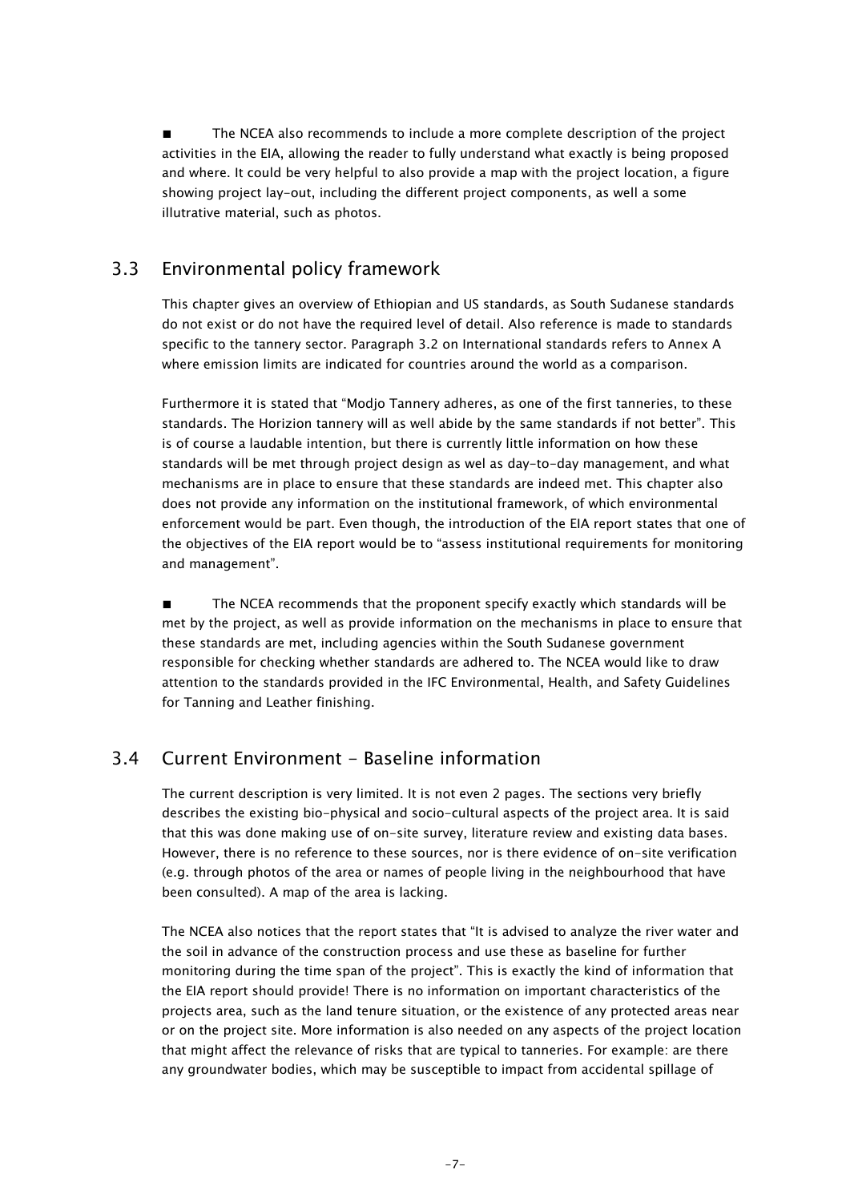- The NCEA also recommends to include a more complete description of the project activities in the EIA, allowing the reader to fully understand what exactly is being proposed and where. It could be very helpful to also provide a map with the project location, a figure showing project lay-out, including the different project components, as well a some illutrative material, such as photos.

## 3.3 Environmental policy framework

This chapter gives an overview of Ethiopian and US standards, as South Sudanese standards do not exist or do not have the required level of detail. Also reference is made to standards specific to the tannery sector. Paragraph 3.2 on International standards refers to Annex A where emission limits are indicated for countries around the world as a comparison.

Furthermore it is stated that "Modjo Tannery adheres, as one of the first tanneries, to these standards. The Horizion tannery will as well abide by the same standards if not better". This is of course a laudable intention, but there is currently little information on how these standards will be met through project design as wel as day-to-day management, and what mechanisms are in place to ensure that these standards are indeed met. This chapter also does not provide any information on the institutional framework, of which environmental enforcement would be part. Even though, the introduction of the EIA report states that one of the objectives of the EIA report would be to "assess institutional requirements for monitoring and management".

- The NCEA recommends that the proponent specify exactly which standards will be met by the project, as well as provide information on the mechanisms in place to ensure that these standards are met, including agencies within the South Sudanese government responsible for checking whether standards are adhered to. The NCEA would like to draw attention to the standards provided in the IFC Environmental, Health, and Safety Guidelines for Tanning and Leather finishing.

## 3.4 Current Environment - Baseline information

The current description is very limited. It is not even 2 pages. The sections very briefly describes the existing bio-physical and socio-cultural aspects of the project area. It is said that this was done making use of on-site survey, literature review and existing data bases. However, there is no reference to these sources, nor is there evidence of on-site verification (e.g. through photos of the area or names of people living in the neighbourhood that have been consulted). A map of the area is lacking.

The NCEA also notices that the report states that "It is advised to analyze the river water and the soil in advance of the construction process and use these as baseline for further monitoring during the time span of the project". This is exactly the kind of information that the EIA report should provide! There is no information on important characteristics of the projects area, such as the land tenure situation, or the existence of any protected areas near or on the project site. More information is also needed on any aspects of the project location that might affect the relevance of risks that are typical to tanneries. For example: are there any groundwater bodies, which may be susceptible to impact from accidental spillage of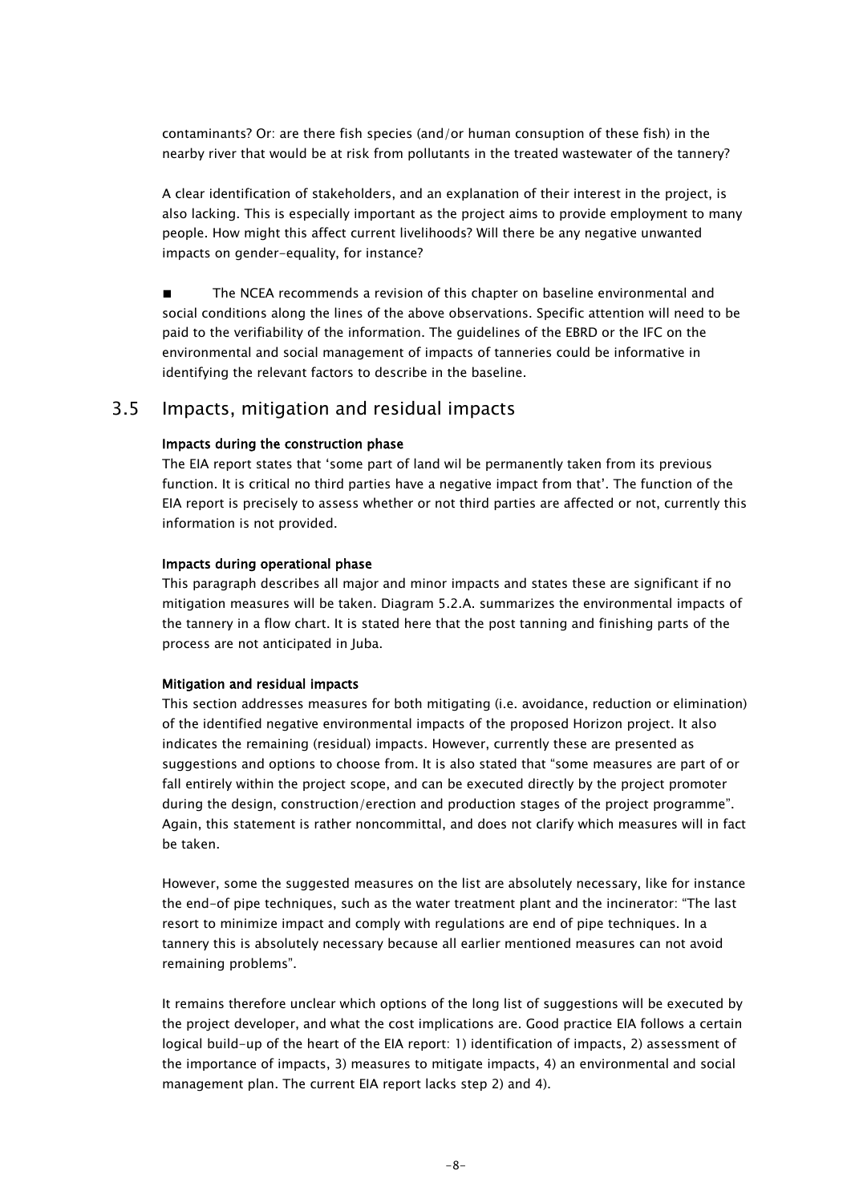contaminants? Or: are there fish species (and/or human consuption of these fish) in the nearby river that would be at risk from pollutants in the treated wastewater of the tannery?

A clear identification of stakeholders, and an explanation of their interest in the project, is also lacking. This is especially important as the project aims to provide employment to many people. How might this affect current livelihoods? Will there be any negative unwanted impacts on gender-equality, for instance?

■ The NCEA recommends a revision of this chapter on baseline environmental and social conditions along the lines of the above observations. Specific attention will need to be paid to the verifiability of the information. The guidelines of the EBRD or the IFC on the environmental and social management of impacts of tanneries could be informative in identifying the relevant factors to describe in the baseline.

## 3.5 Impacts, mitigation and residual impacts

**Impacts during the construction phase**

The EIA report states that 'some part of land wil be permanently taken from its previous function. It is critical no third parties have a negative impact from that'. The function of the EIA report is precisely to assess whether or not third parties are affected or not, currently this information is not provided.

**Impacts during operational phase**

This paragraph describes all major and minor impacts and states these are significant if no mitigation measures will be taken. Diagram 5.2.A. summarizes the environmental impacts of the tannery in a flow chart. It is stated here that the post tanning and finishing parts of the process are not anticipated in Juba.

**Mitigation and residual impacts**

This section addresses measures for both mitigating (i.e. avoidance, reduction or elimination) of the identified negative environmental impacts of the proposed Horizon project. It also indicates the remaining (residual) impacts. However, currently these are presented as suggestions and options to choose from. It is also stated that "some measures are part of or fall entirely within the project scope, and can be executed directly by the project promoter during the design, construction/erection and production stages of the project programme". Again, this statement is rather noncommittal, and does not clarify which measures will in fact be taken.

However, some the suggested measures on the list are absolutely necessary, like for instance the end-of pipe techniques, such as the water treatment plant and the incinerator: "The last resort to minimize impact and comply with regulations are end of pipe techniques. In a tannery this is absolutely necessary because all earlier mentioned measures can not avoid remaining problems".

It remains therefore unclear which options of the long list of suggestions will be executed by the project developer, and what the cost implications are. Good practice EIA follows a certain logical build-up of the heart of the EIA report: 1) identification of impacts, 2) assessment of the importance of impacts, 3) measures to mitigate impacts, 4) an environmental and social management plan. The current EIA report lacks step 2) and 4).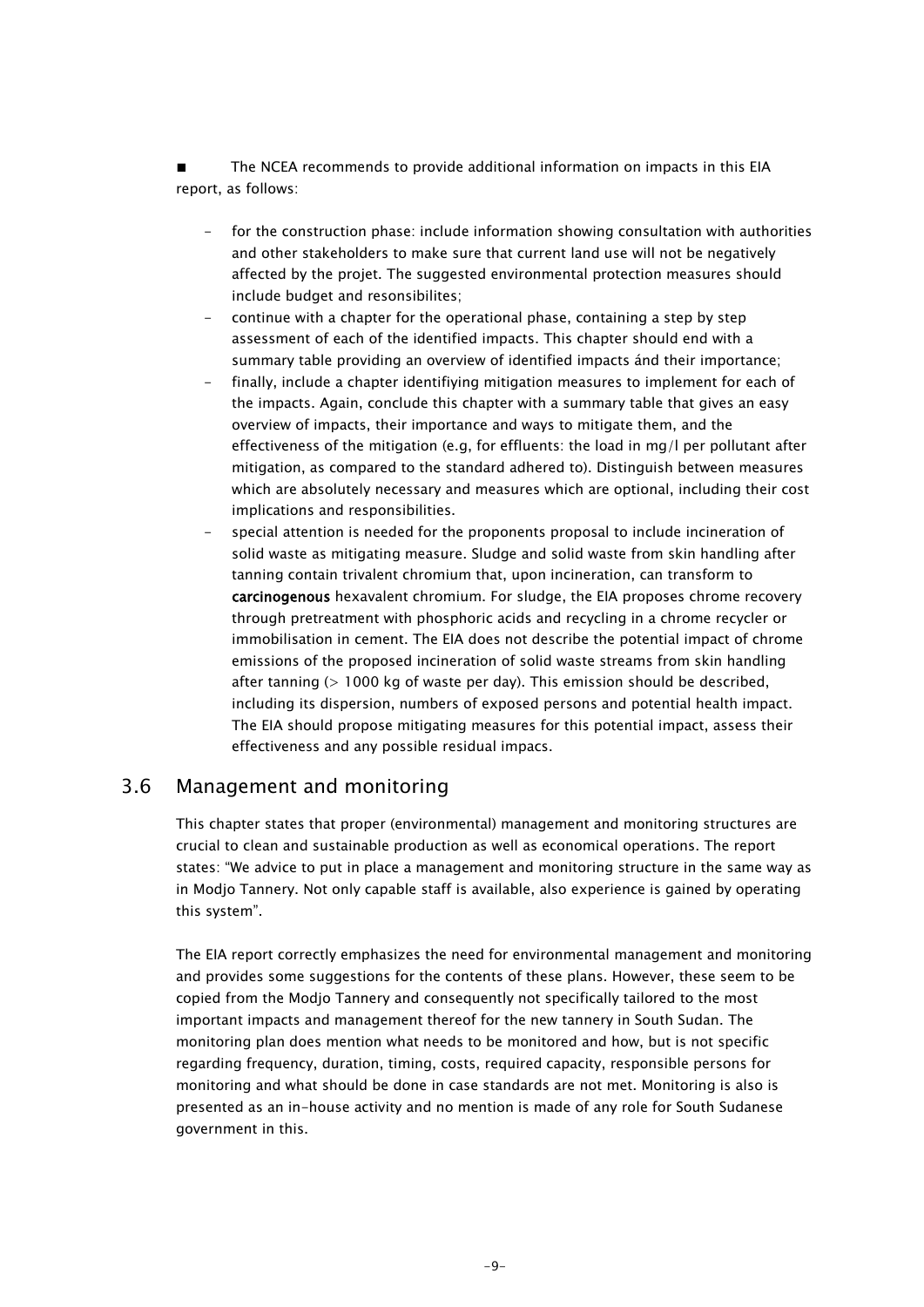■ The NCEA recommends to provide additional information on impacts in this EIA report, as follows:

- for the construction phase: include information showing consultation with authorities and other stakeholders to make sure that current land use will not be negatively affected by the projet. The suggested environmental protection measures should include budget and resonsibilites;
- continue with a chapter for the operational phase, containing a step by step assessment of each of the identified impacts. This chapter should end with a summary table providing an overview of identified impacts ánd their importance;
- finally, include a chapter identifiying mitigation measures to implement for each of the impacts. Again, conclude this chapter with a summary table that gives an easy overview of impacts, their importance and ways to mitigate them, and the effectiveness of the mitigation (e.g, for effluents: the load in mg/l per pollutant after mitigation, as compared to the standard adhered to). Distinguish between measures which are absolutely necessary and measures which are optional, including their cost implications and responsibilities.
- special attention is needed for the proponents proposal to include incineration of solid waste as mitigating measure. Sludge and solid waste from skin handling after tanning contain trivalent chromium that, upon incineration, can transform to **carcinogenous** hexavalent chromium. For sludge, the EIA proposes chrome recovery through pretreatment with phosphoric acids and recycling in a chrome recycler or immobilisation in cement. The EIA does not describe the potential impact of chrome emissions of the proposed incineration of solid waste streams from skin handling after tanning (> 1000 kg of waste per day). This emission should be described, including its dispersion, numbers of exposed persons and potential health impact. The EIA should propose mitigating measures for this potential impact, assess their effectiveness and any possible residual impacs.

## 3.6 Management and monitoring

This chapter states that proper (environmental) management and monitoring structures are crucial to clean and sustainable production as well as economical operations. The report states: "We advice to put in place a management and monitoring structure in the same way as in Modjo Tannery. Not only capable staff is available, also experience is gained by operating this system".

The EIA report correctly emphasizes the need for environmental management and monitoring and provides some suggestions for the contents of these plans. However, these seem to be copied from the Modjo Tannery and consequently not specifically tailored to the most important impacts and management thereof for the new tannery in South Sudan. The monitoring plan does mention what needs to be monitored and how, but is not specific regarding frequency, duration, timing, costs, required capacity, responsible persons for monitoring and what should be done in case standards are not met. Monitoring is also is presented as an in-house activity and no mention is made of any role for South Sudanese government in this.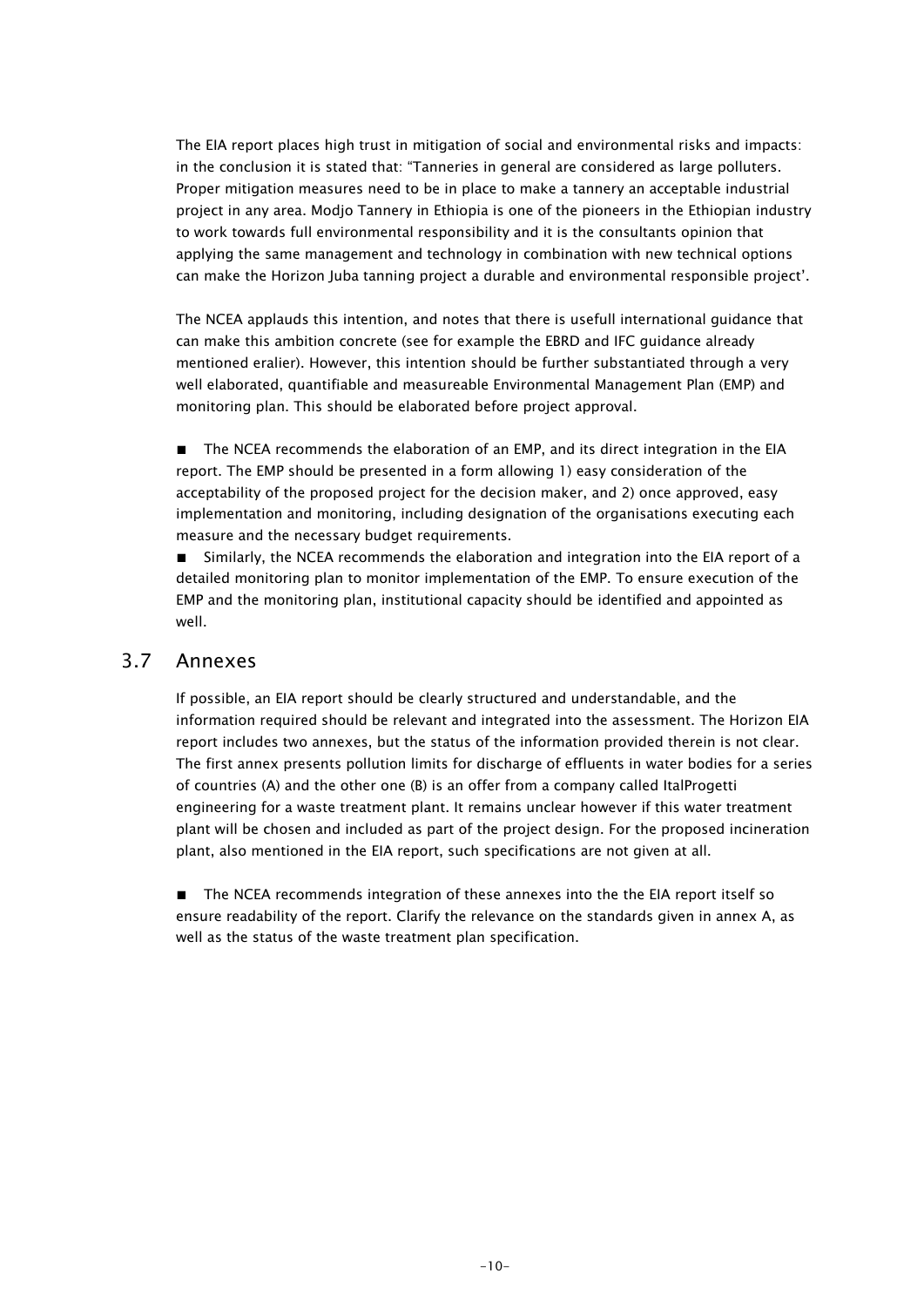The EIA report places high trust in mitigation of social and environmental risks and impacts: in the conclusion it is stated that: "Tanneries in general are considered as large polluters. Proper mitigation measures need to be in place to make a tannery an acceptable industrial project in any area. Modjo Tannery in Ethiopia is one of the pioneers in the Ethiopian industry to work towards full environmental responsibility and it is the consultants opinion that applying the same management and technology in combination with new technical options can make the Horizon Juba tanning project a durable and environmental responsible project'.

The NCEA applauds this intention, and notes that there is usefull international guidance that can make this ambition concrete (see for example the EBRD and IFC guidance already mentioned eralier). However, this intention should be further substantiated through a very well elaborated, quantifiable and measureable Environmental Management Plan (EMP) and monitoring plan. This should be elaborated before project approval.

■ The NCEA recommends the elaboration of an EMP, and its direct integration in the EIA report. The EMP should be presented in a form allowing 1) easy consideration of the acceptability of the proposed project for the decision maker, and 2) once approved, easy implementation and monitoring, including designation of the organisations executing each measure and the necessary budget requirements.

■ Similarly, the NCEA recommends the elaboration and integration into the EIA report of a detailed monitoring plan to monitor implementation of the EMP. To ensure execution of the EMP and the monitoring plan, institutional capacity should be identified and appointed as well.

## 3.7 Annexes

If possible, an EIA report should be clearly structured and understandable, and the information required should be relevant and integrated into the assessment. The Horizon EIA report includes two annexes, but the status of the information provided therein is not clear. The first annex presents pollution limits for discharge of effluents in water bodies for a series of countries (A) and the other one (B) is an offer from a company called ItalProgetti engineering for a waste treatment plant. It remains unclear however if this water treatment plant will be chosen and included as part of the project design. For the proposed incineration plant, also mentioned in the EIA report, such specifications are not given at all.

■ The NCEA recommends integration of these annexes into the the EIA report itself so ensure readability of the report. Clarify the relevance on the standards given in annex A, as well as the status of the waste treatment plan specification.